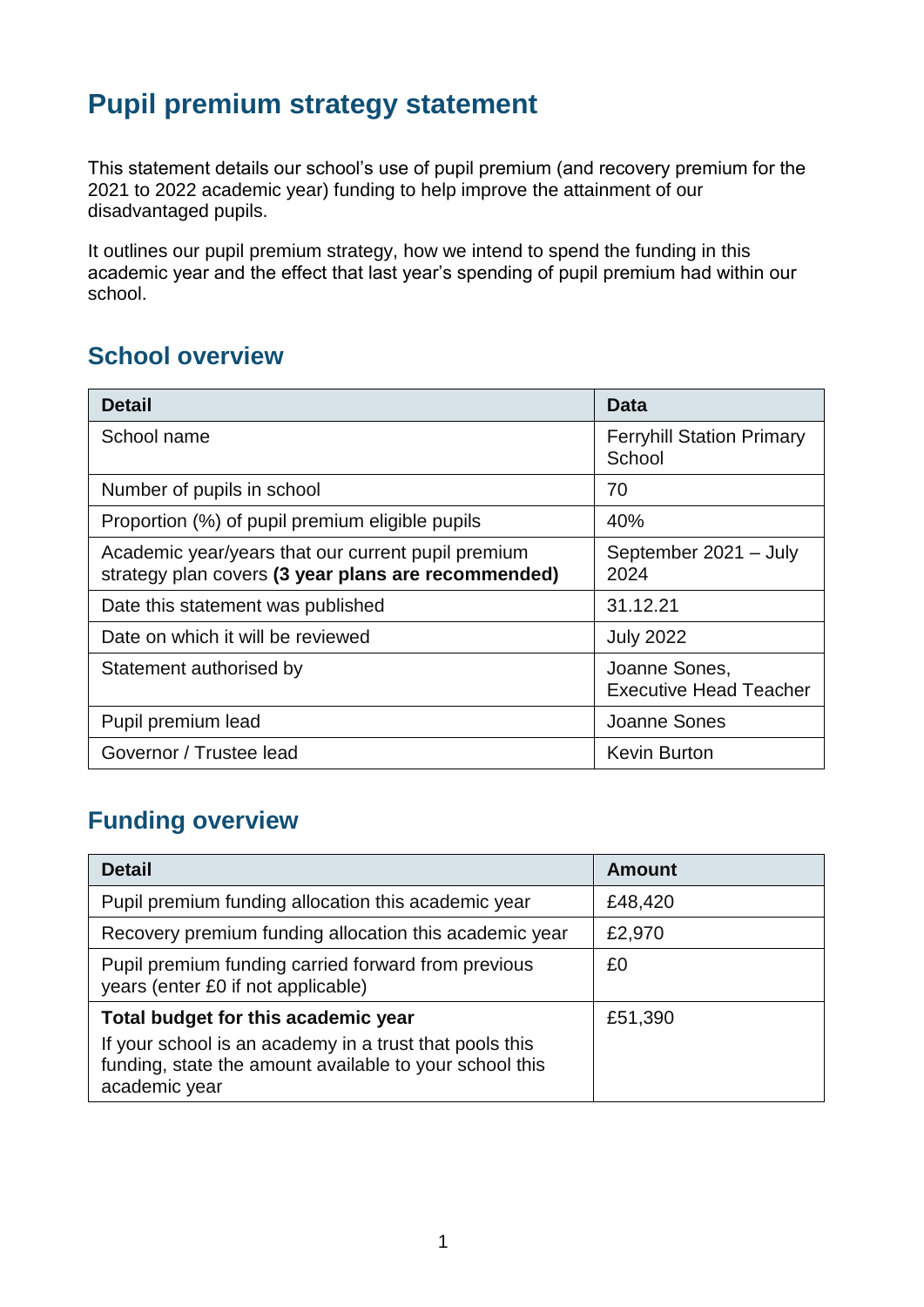# Pupil premium strategy statement

This statement details our school's use of pupil premium (and recovery premium for the 2021 to 2022 academic year) funding to help improve the attainment of our disadvantaged pupils.

It outlines our pupil premium strategy, how we intend to spend the funding in this academic year and the effect that last year's spending of pupil premium had within our school.

## School overview

| Detail | Data |
| --- | --- |
| School name | Ferryhill Station Primary School |
| Number of pupils in school | 70 |
| Proportion (%) of pupil premium eligible pupils | 40% |
| Academic year/years that our current pupil premium strategy plan covers **(3 year plans are recommended)** | September 2021 – July 2024 |
| Date this statement was published | 31.12.21 |
| Date on which it will be reviewed | July 2022 |
| Statement authorised by | Joanne Sones, Executive Head Teacher |
| Pupil premium lead | Joanne Sones |
| Governor / Trustee lead | Kevin Burton |

## Funding overview

| Detail | Amount |
| --- | --- |
| Pupil premium funding allocation this academic year | £48,420 |
| Recovery premium funding allocation this academic year | £2,970 |
| Pupil premium funding carried forward from previous years (enter £0 if not applicable) | £0 |
| **Total budget for this academic year** If your school is an academy in a trust that pools this funding, state the amount available to your school this academic year | £51,390 |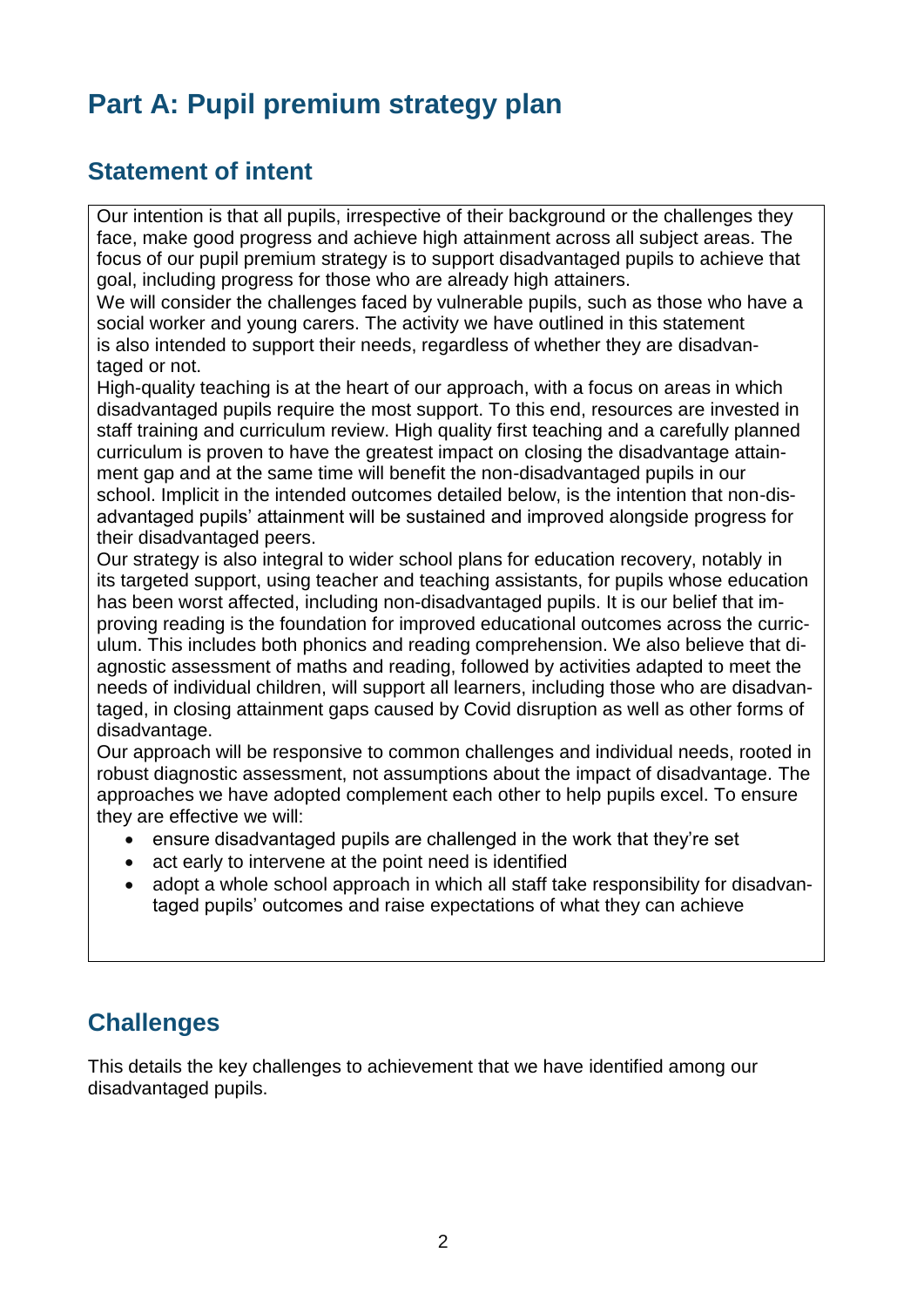# Part A: Pupil premium strategy plan

## Statement of intent

Our intention is that all pupils, irrespective of their background or the challenges they face, make good progress and achieve high attainment across all subject areas. The focus of our pupil premium strategy is to support disadvantaged pupils to achieve that goal, including progress for those who are already high attainers.

We will consider the challenges faced by vulnerable pupils, such as those who have a social worker and young carers. The activity we have outlined in this statement is also intended to support their needs, regardless of whether they are disadvantaged or not.

High-quality teaching is at the heart of our approach, with a focus on areas in which disadvantaged pupils require the most support. To this end, resources are invested in staff training and curriculum review. High quality first teaching and a carefully planned curriculum is proven to have the greatest impact on closing the disadvantage attainment gap and at the same time will benefit the non-disadvantaged pupils in our school. Implicit in the intended outcomes detailed below, is the intention that non-disadvantaged pupils' attainment will be sustained and improved alongside progress for their disadvantaged peers.

Our strategy is also integral to wider school plans for education recovery, notably in its targeted support, using teacher and teaching assistants, for pupils whose education has been worst affected, including non-disadvantaged pupils. It is our belief that improving reading is the foundation for improved educational outcomes across the curriculum. This includes both phonics and reading comprehension. We also believe that diagnostic assessment of maths and reading, followed by activities adapted to meet the needs of individual children, will support all learners, including those who are disadvantaged, in closing attainment gaps caused by Covid disruption as well as other forms of disadvantage.

Our approach will be responsive to common challenges and individual needs, rooted in robust diagnostic assessment, not assumptions about the impact of disadvantage. The approaches we have adopted complement each other to help pupils excel. To ensure they are effective we will:

- ensure disadvantaged pupils are challenged in the work that they're set
- act early to intervene at the point need is identified
- adopt a whole school approach in which all staff take responsibility for disadvantaged pupils' outcomes and raise expectations of what they can achieve

## Challenges

This details the key challenges to achievement that we have identified among our disadvantaged pupils.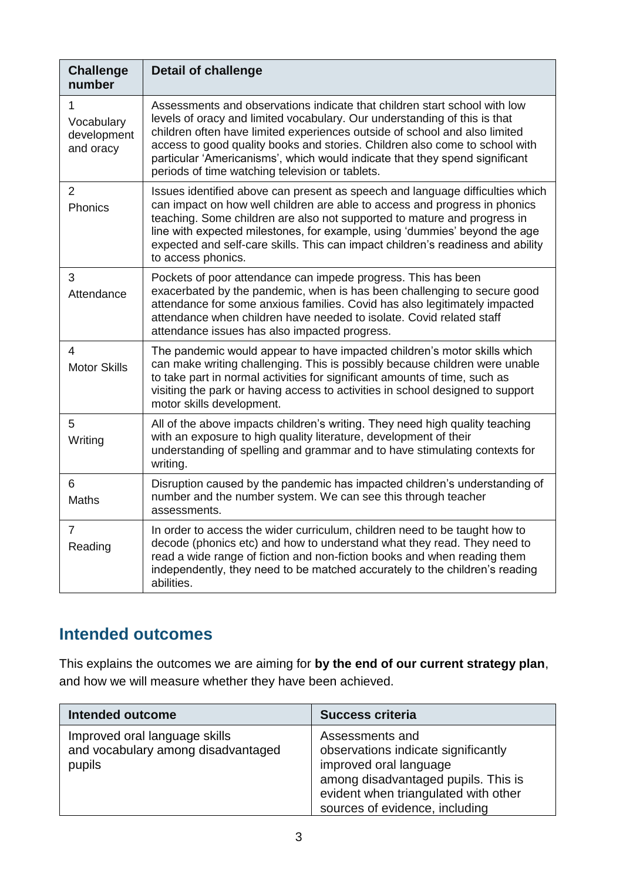| Challenge number | Detail of challenge |
|---|---|
| 1 Vocabulary development and oracy | Assessments and observations indicate that children start school with low levels of oracy and limited vocabulary. Our understanding of this is that children often have limited experiences outside of school and also limited access to good quality books and stories. Children also come to school with particular 'Americanisms', which would indicate that they spend significant periods of time watching television or tablets. |
| 2 Phonics | Issues identified above can present as speech and language difficulties which can impact on how well children are able to access and progress in phonics teaching. Some children are also not supported to mature and progress in line with expected milestones, for example, using 'dummies' beyond the age expected and self-care skills. This can impact children's readiness and ability to access phonics. |
| 3 Attendance | Pockets of poor attendance can impede progress. This has been exacerbated by the pandemic, when is has been challenging to secure good attendance for some anxious families. Covid has also legitimately impacted attendance when children have needed to isolate. Covid related staff attendance issues has also impacted progress. |
| 4 Motor Skills | The pandemic would appear to have impacted children's motor skills which can make writing challenging. This is possibly because children were unable to take part in normal activities for significant amounts of time, such as visiting the park or having access to activities in school designed to support motor skills development. |
| 5 Writing | All of the above impacts children's writing. They need high quality teaching with an exposure to high quality literature, development of their understanding of spelling and grammar and to have stimulating contexts for writing. |
| 6 Maths | Disruption caused by the pandemic has impacted children's understanding of number and the number system. We can see this through teacher assessments. |
| 7 Reading | In order to access the wider curriculum, children need to be taught how to decode (phonics etc) and how to understand what they read. They need to read a wide range of fiction and non-fiction books and when reading them independently, they need to be matched accurately to the children's reading abilities. |

## Intended outcomes

This explains the outcomes we are aiming for **by the end of our current strategy plan**, and how we will measure whether they have been achieved.

| Intended outcome | Success criteria |
|---|---|
| Improved oral language skills and vocabulary among disadvantaged pupils | Assessments and observations indicate significantly improved oral language among disadvantaged pupils. This is evident when triangulated with other sources of evidence, including |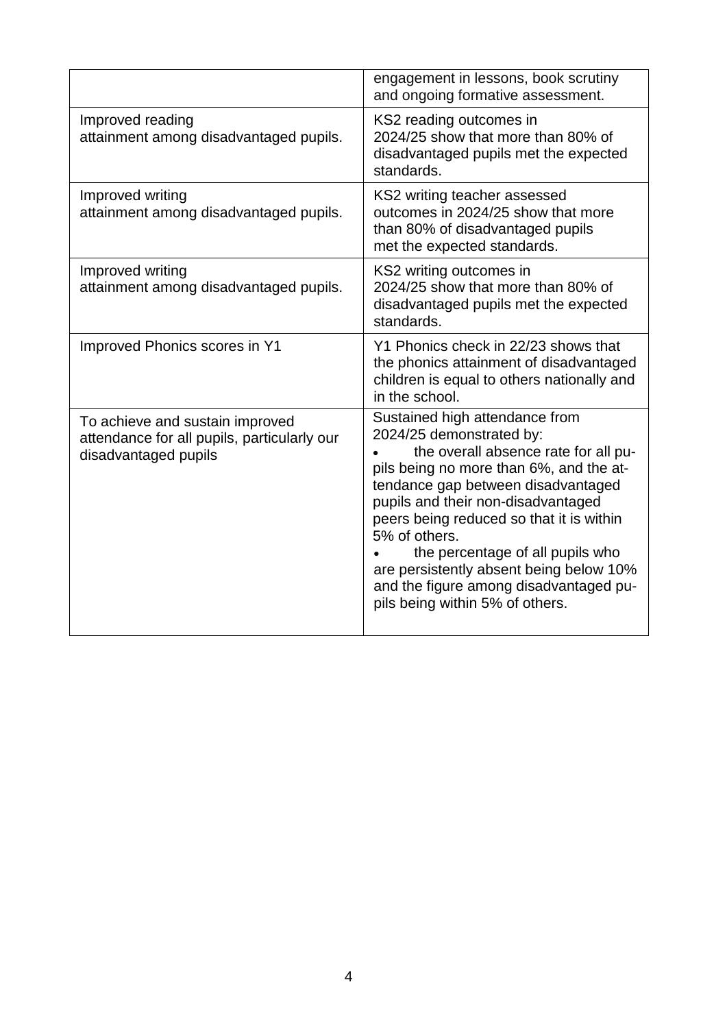| | |
|---|---|
| | engagement in lessons, book scrutiny and ongoing formative assessment. |
| Improved reading attainment among disadvantaged pupils. | KS2 reading outcomes in 2024/25 show that more than 80% of disadvantaged pupils met the expected standards. |
| Improved writing attainment among disadvantaged pupils. | KS2 writing teacher assessed outcomes in 2024/25 show that more than 80% of disadvantaged pupils met the expected standards. |
| Improved writing attainment among disadvantaged pupils. | KS2 writing outcomes in 2024/25 show that more than 80% of disadvantaged pupils met the expected standards. |
| Improved Phonics scores in Y1 | Y1 Phonics check in 22/23 shows that the phonics attainment of disadvantaged children is equal to others nationally and in the school. |
| To achieve and sustain improved attendance for all pupils, particularly our disadvantaged pupils | Sustained high attendance from 2024/25 demonstrated by: <br>• the overall absence rate for all pupils being no more than 6%, and the attendance gap between disadvantaged pupils and their non-disadvantaged peers being reduced so that it is within 5% of others. <br>• the percentage of all pupils who are persistently absent being below 10% and the figure among disadvantaged pupils being within 5% of others. |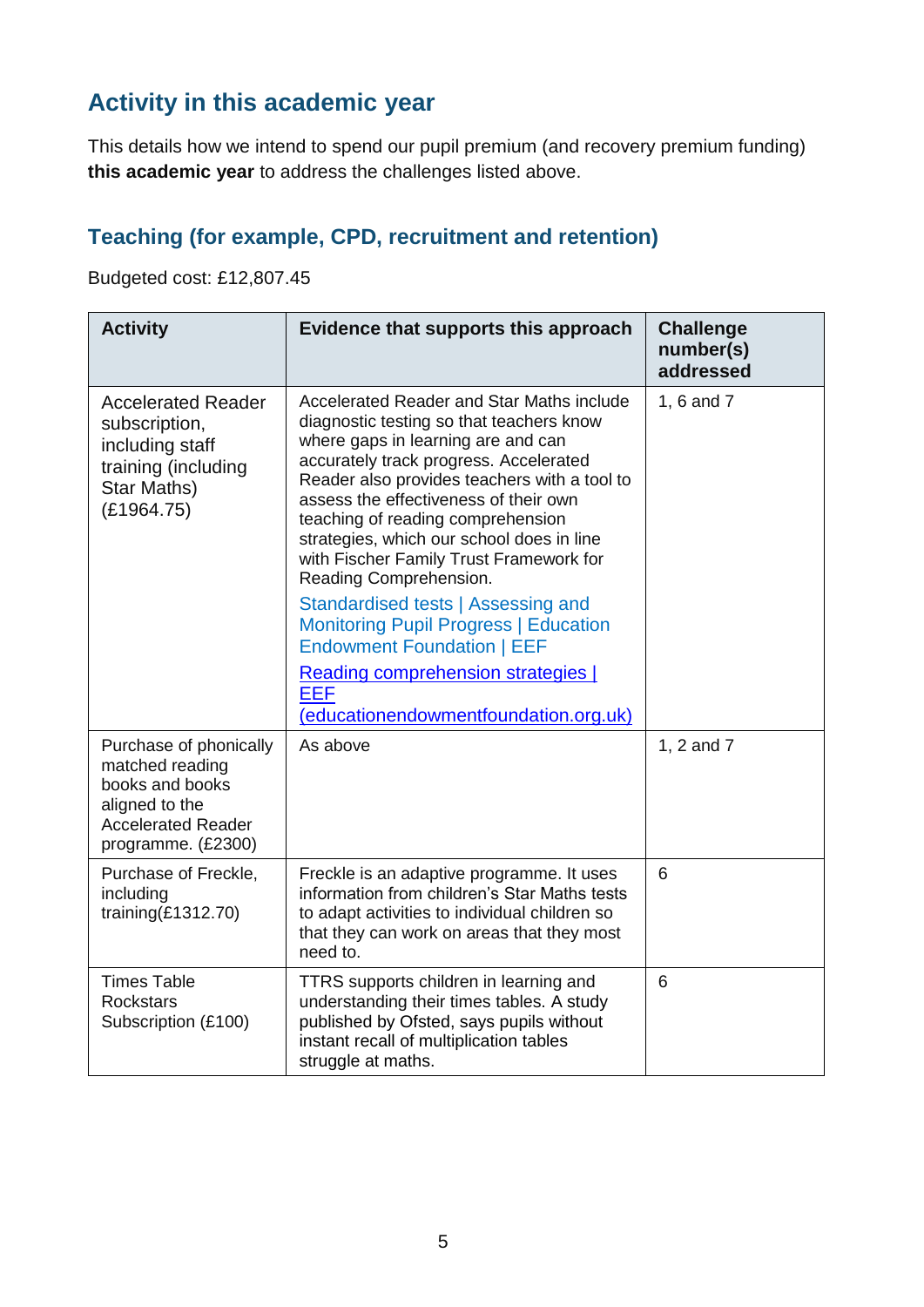## Activity in this academic year

This details how we intend to spend our pupil premium (and recovery premium funding) **this academic year** to address the challenges listed above.

### Teaching (for example, CPD, recruitment and retention)

Budgeted cost: £12,807.45

| Activity | Evidence that supports this approach | Challenge number(s) addressed |
|---|---|---|
| Accelerated Reader subscription, including staff training (including Star Maths) (£1964.75) | Accelerated Reader and Star Maths include diagnostic testing so that teachers know where gaps in learning are and can accurately track progress. Accelerated Reader also provides teachers with a tool to assess the effectiveness of their own teaching of reading comprehension strategies, which our school does in line with Fischer Family Trust Framework for Reading Comprehension.<br><br>Standardised tests \| Assessing and Monitoring Pupil Progress \| Education Endowment Foundation \| EEF<br><br>Reading comprehension strategies \| EEF (educationendowmentfoundation.org.uk) | 1, 6 and 7 |
| Purchase of phonically matched reading books and books aligned to the Accelerated Reader programme. (£2300) | As above | 1, 2 and 7 |
| Purchase of Freckle, including training(£1312.70) | Freckle is an adaptive programme. It uses information from children's Star Maths tests to adapt activities to individual children so that they can work on areas that they most need to. | 6 |
| Times Table Rockstars Subscription (£100) | TTRS supports children in learning and understanding their times tables. A study published by Ofsted, says pupils without instant recall of multiplication tables struggle at maths. | 6 |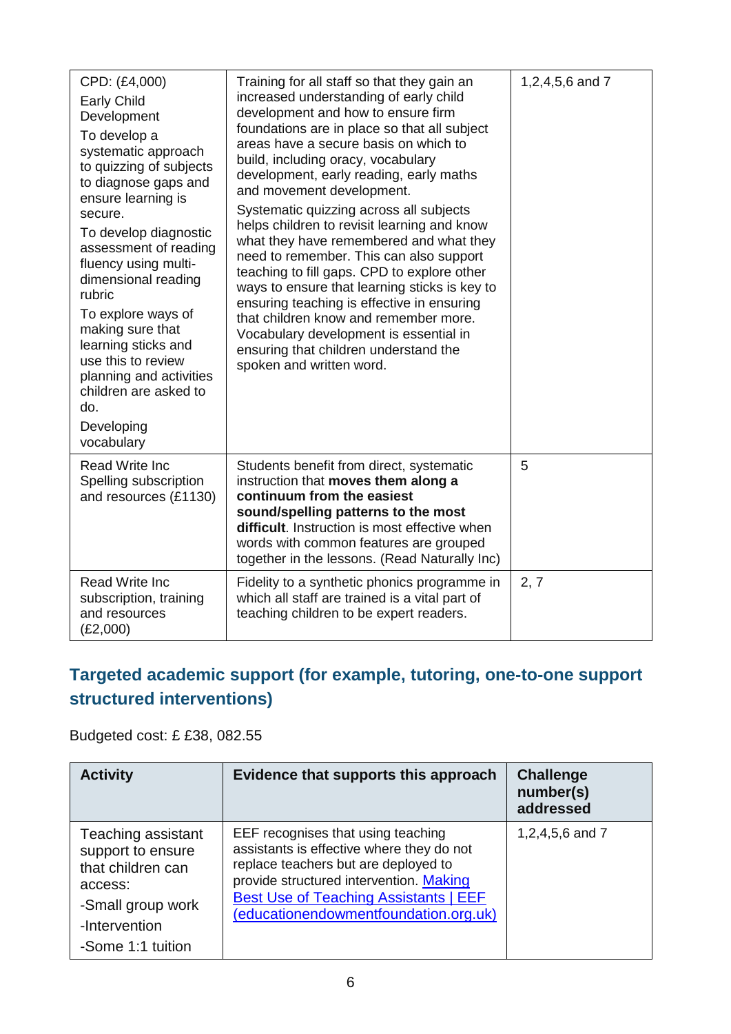| | | |
|---|---|---|
| CPD: (£4,000)<br>Early Child Development<br>To develop a systematic approach to quizzing of subjects to diagnose gaps and ensure learning is secure.<br>To develop diagnostic assessment of reading fluency using multi-dimensional reading rubric<br>To explore ways of making sure that learning sticks and use this to review planning and activities children are asked to do.<br>Developing vocabulary | Training for all staff so that they gain an increased understanding of early child development and how to ensure firm foundations are in place so that all subject areas have a secure basis on which to build, including oracy, vocabulary development, early reading, early maths and movement development.<br>Systematic quizzing across all subjects helps children to revisit learning and know what they have remembered and what they need to remember. This can also support teaching to fill gaps. CPD to explore other ways to ensure that learning sticks is key to ensuring teaching is effective in ensuring that children know and remember more. Vocabulary development is essential in ensuring that children understand the spoken and written word. | 1,2,4,5,6 and 7 |
| Read Write Inc Spelling subscription and resources (£1130) | Students benefit from direct, systematic instruction that **moves them along a continuum from the easiest sound/spelling patterns to the most difficult**. Instruction is most effective when words with common features are grouped together in the lessons. (Read Naturally Inc) | 5 |
| Read Write Inc subscription, training and resources (£2,000) | Fidelity to a synthetic phonics programme in which all staff are trained is a vital part of teaching children to be expert readers. | 2, 7 |

## Targeted academic support (for example, tutoring, one-to-one support structured interventions)

Budgeted cost: £ £38, 082.55

| Activity | Evidence that supports this approach | Challenge number(s) addressed |
|---|---|---|
| Teaching assistant support to ensure that children can access:<br>-Small group work<br>-Intervention<br>-Some 1:1 tuition | EEF recognises that using teaching assistants is effective where they do not replace teachers but are deployed to provide structured intervention. [Making Best Use of Teaching Assistants \| EEF (educationendowmentfoundation.org.uk)] | 1,2,4,5,6 and 7 |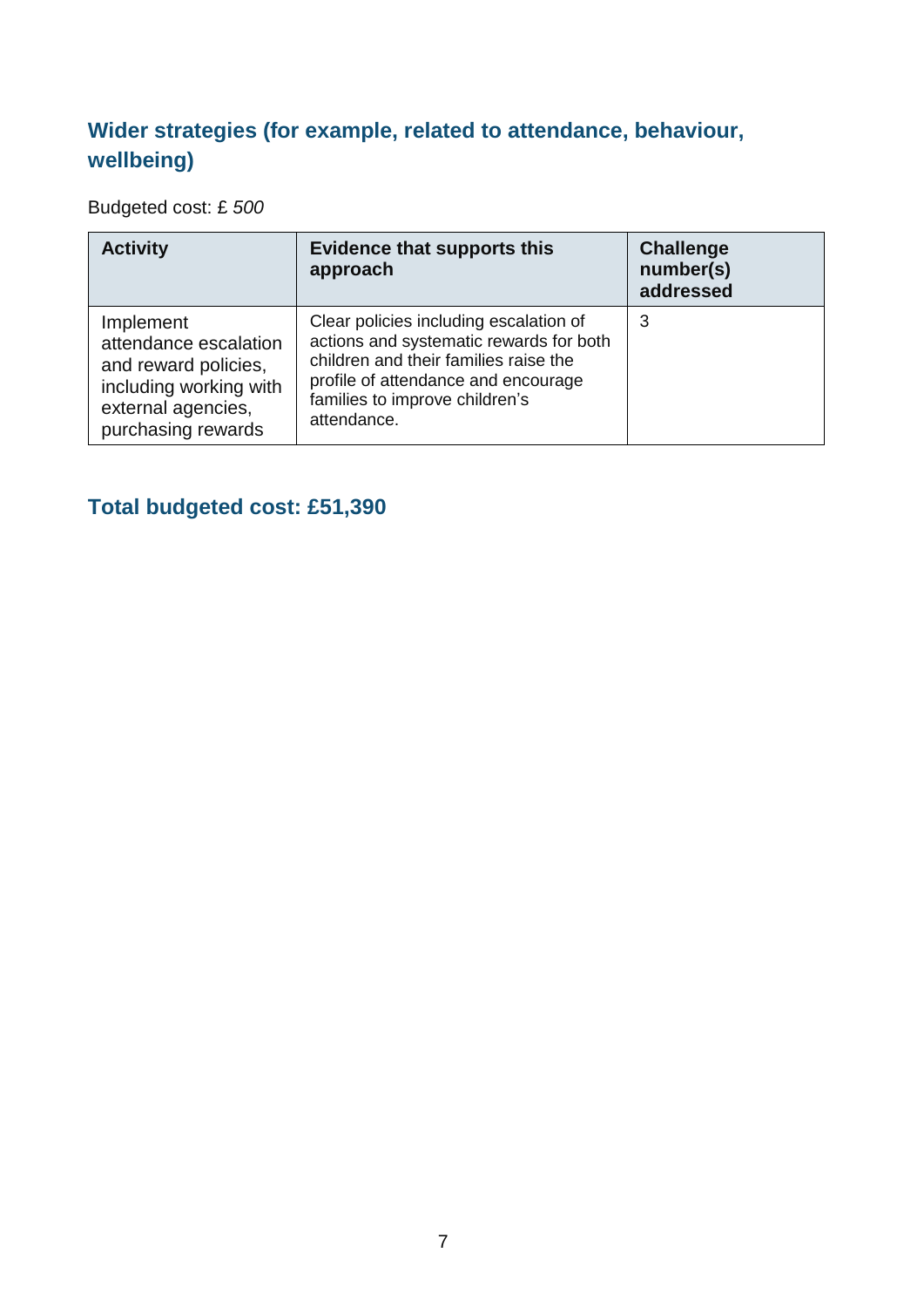## Wider strategies (for example, related to attendance, behaviour, wellbeing)

Budgeted cost: £ *500*

| Activity | Evidence that supports this approach | Challenge number(s) addressed |
|---|---|---|
| Implement attendance escalation and reward policies, including working with external agencies, purchasing rewards | Clear policies including escalation of actions and systematic rewards for both children and their families raise the profile of attendance and encourage families to improve children's attendance. | 3 |

## Total budgeted cost: £51,390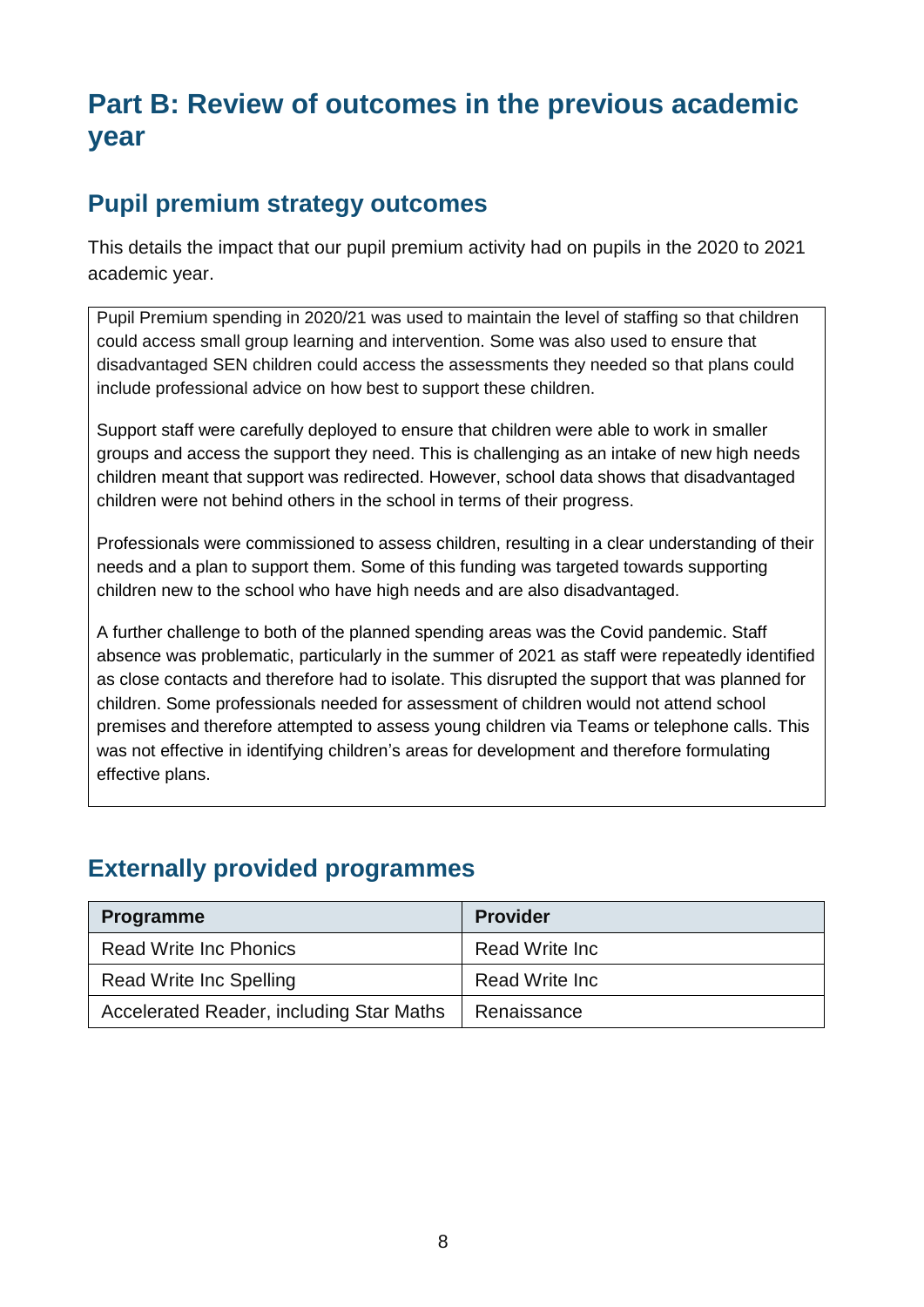# Part B: Review of outcomes in the previous academic year

## Pupil premium strategy outcomes

This details the impact that our pupil premium activity had on pupils in the 2020 to 2021 academic year.

Pupil Premium spending in 2020/21 was used to maintain the level of staffing so that children could access small group learning and intervention. Some was also used to ensure that disadvantaged SEN children could access the assessments they needed so that plans could include professional advice on how best to support these children.

Support staff were carefully deployed to ensure that children were able to work in smaller groups and access the support they need. This is challenging as an intake of new high needs children meant that support was redirected. However, school data shows that disadvantaged children were not behind others in the school in terms of their progress.

Professionals were commissioned to assess children, resulting in a clear understanding of their needs and a plan to support them. Some of this funding was targeted towards supporting children new to the school who have high needs and are also disadvantaged.

A further challenge to both of the planned spending areas was the Covid pandemic. Staff absence was problematic, particularly in the summer of 2021 as staff were repeatedly identified as close contacts and therefore had to isolate. This disrupted the support that was planned for children. Some professionals needed for assessment of children would not attend school premises and therefore attempted to assess young children via Teams or telephone calls. This was not effective in identifying children's areas for development and therefore formulating effective plans.

## Externally provided programmes

| Programme | Provider |
|---|---|
| Read Write Inc Phonics | Read Write Inc |
| Read Write Inc Spelling | Read Write Inc |
| Accelerated Reader, including Star Maths | Renaissance |